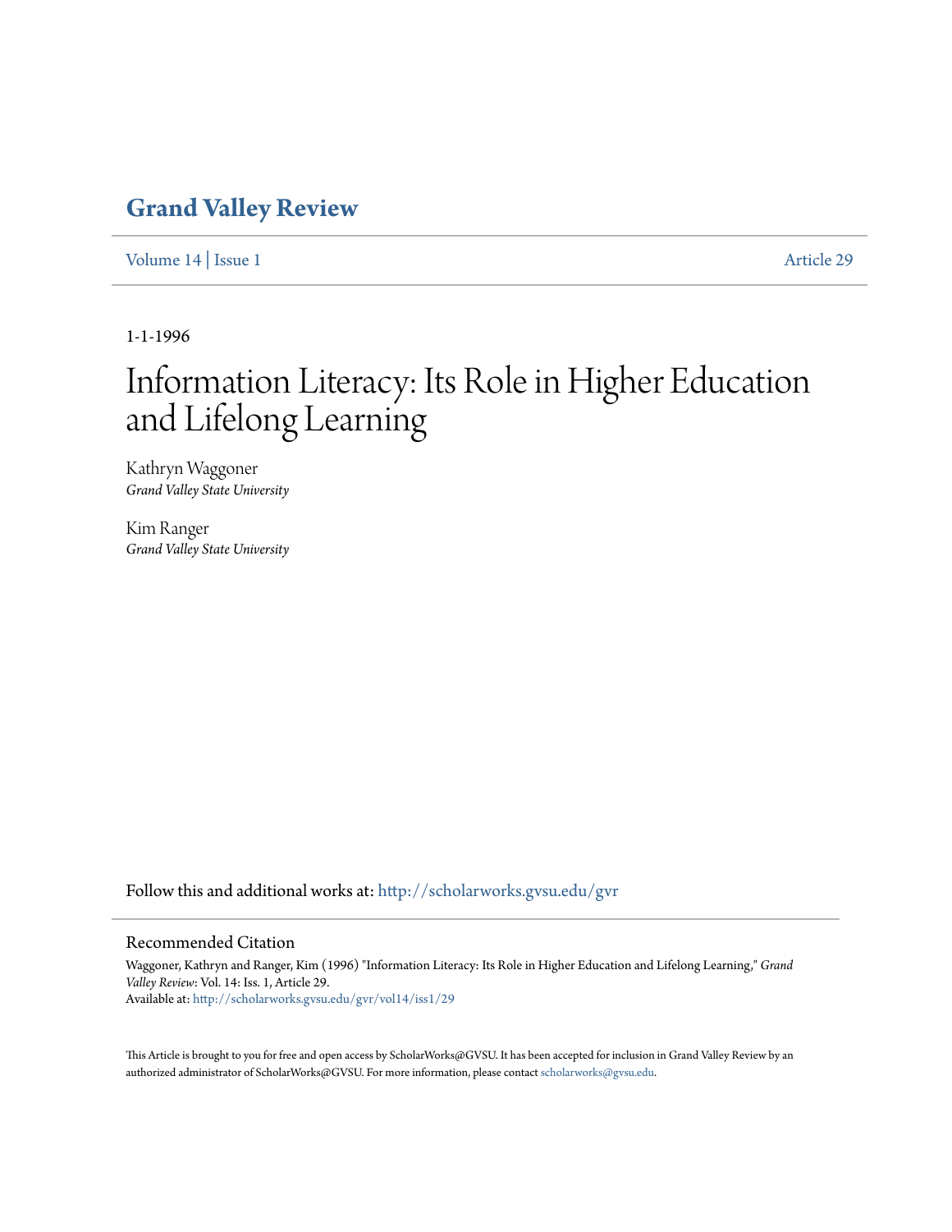# Grand Valley Review

Volume 14 | Issue 1 Article 29

1-1-1996

# Information Literacy: Its Role in Higher Education and Lifelong Learning

Kathryn Waggoner
*Grand Valley State University*

Kim Ranger
*Grand Valley State University*

Follow this and additional works at: http://scholarworks.gvsu.edu/gvr

## Recommended Citation

Waggoner, Kathryn and Ranger, Kim (1996) "Information Literacy: Its Role in Higher Education and Lifelong Learning," *Grand Valley Review*: Vol. 14: Iss. 1, Article 29.
Available at: http://scholarworks.gvsu.edu/gvr/vol14/iss1/29

This Article is brought to you for free and open access by ScholarWorks@GVSU. It has been accepted for inclusion in Grand Valley Review by an authorized administrator of ScholarWorks@GVSU. For more information, please contact scholarworks@gvsu.edu.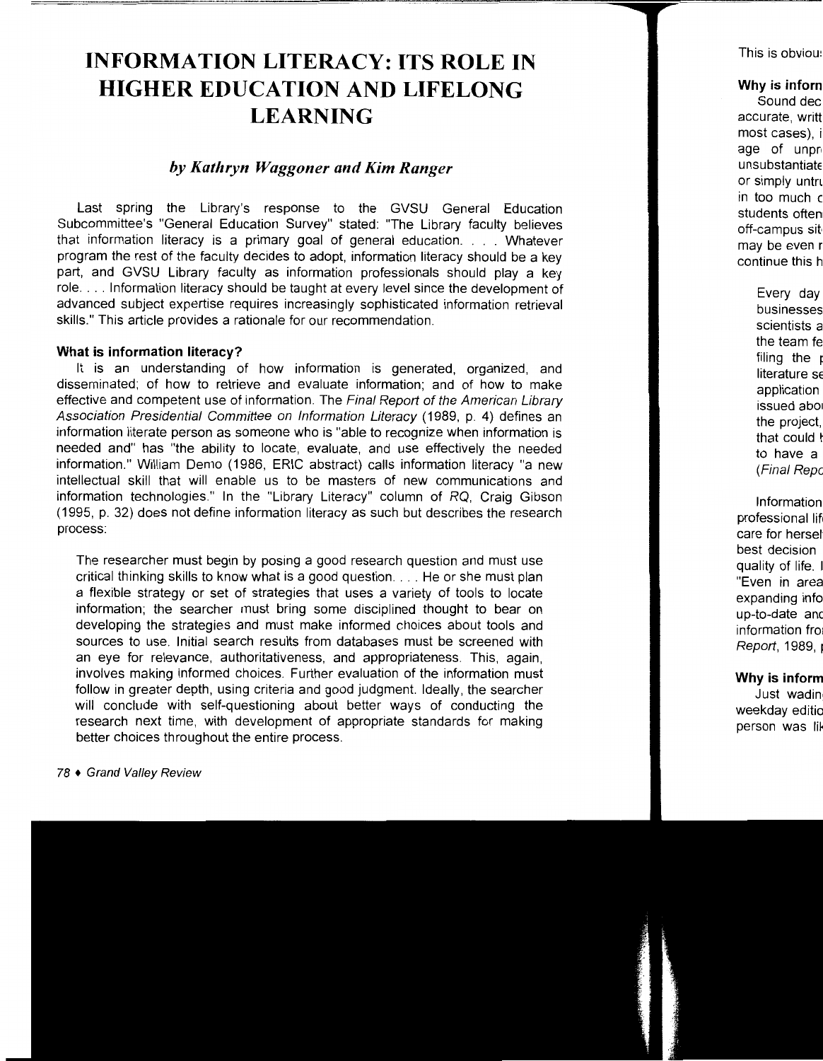# INFORMATION LITERACY: ITS ROLE IN HIGHER EDUCATION AND LIFELONG LEARNING

### *by Kathryn Waggoner and Kim Ranger*

Last spring the Library's response to the GVSU General Education Subcommittee's "General Education Survey" stated: "The Library faculty believes that information literacy is a primary goal of general education. . . . Whatever program the rest of the faculty decides to adopt, information literacy should be a key part, and GVSU Library faculty as information professionals should play a key role. . . . Information literacy should be taught at every level since the development of advanced subject expertise requires increasingly sophisticated information retrieval skills." This article provides a rationale for our recommendation.

**What is information literacy?**

It is an understanding of how information is generated, organized, and disseminated; of how to retrieve and evaluate information; and of how to make effective and competent use of information. The *Final Report of the American Library Association Presidential Committee on Information Literacy* (1989, p. 4) defines an information literate person as someone who is "able to recognize when information is needed and" has "the ability to locate, evaluate, and use effectively the needed information." William Demo (1986, ERIC abstract) calls information literacy "a new intellectual skill that will enable us to be masters of new communications and information technologies." In the "Library Literacy" column of *RQ*, Craig Gibson (1995, p. 32) does not define information literacy as such but describes the research process:

> The researcher must begin by posing a good research question and must use critical thinking skills to know what is a good question. . . . He or she must plan a flexible strategy or set of strategies that uses a variety of tools to locate information; the searcher must bring some disciplined thought to bear on developing the strategies and must make informed choices about tools and sources to use. Initial search results from databases must be screened with an eye for relevance, authoritativeness, and appropriateness. This, again, involves making informed choices. Further evaluation of the information must follow in greater depth, using criteria and good judgment. Ideally, the searcher will conclude with self-questioning about better ways of conducting the research next time, with development of appropriate standards for making better choices throughout the entire process.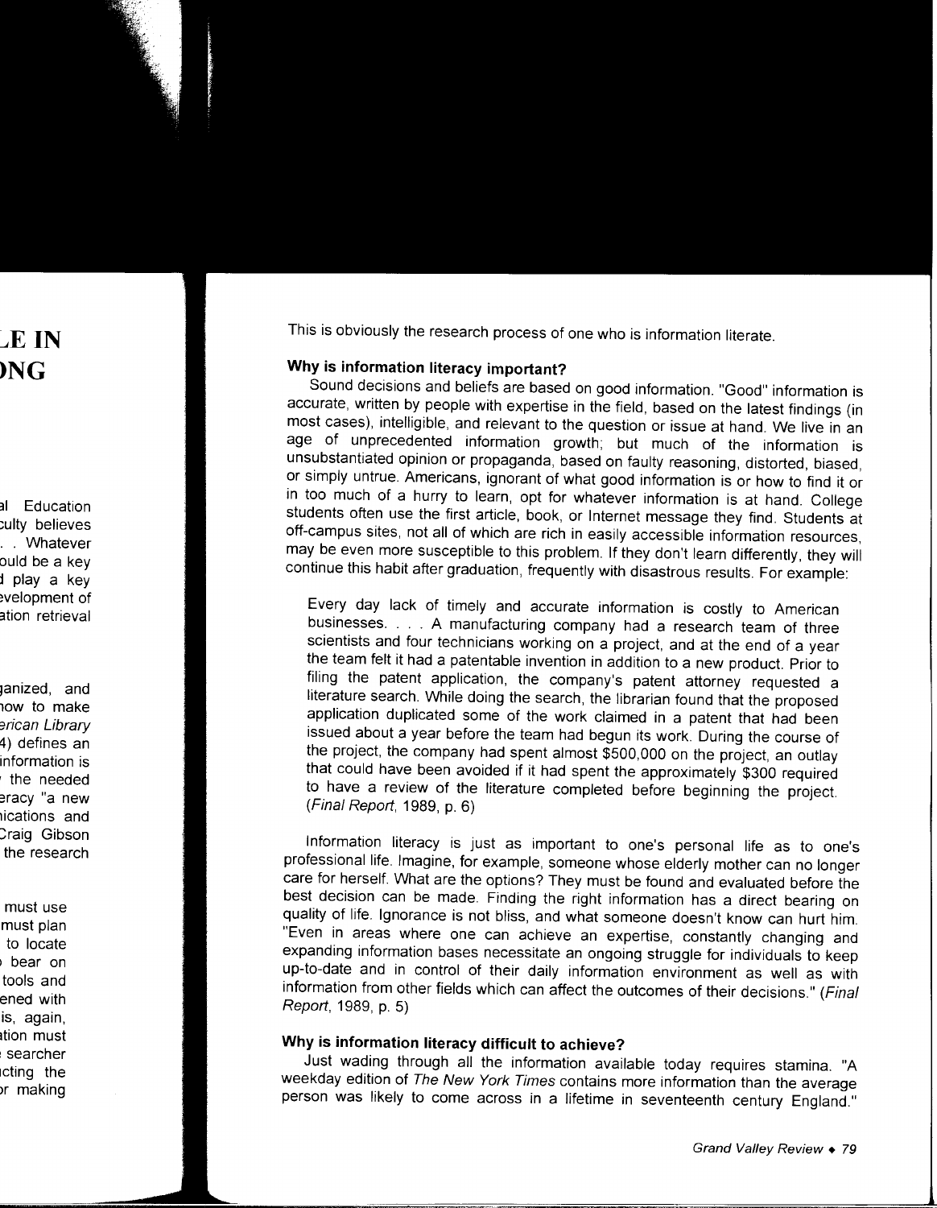This is obviously the research process of one who is information literate.

### Why is information literacy important?

Sound decisions and beliefs are based on good information. "Good" information is accurate, written by people with expertise in the field, based on the latest findings (in most cases), intelligible, and relevant to the question or issue at hand. We live in an age of unprecedented information growth; but much of the information is unsubstantiated opinion or propaganda, based on faulty reasoning, distorted, biased, or simply untrue. Americans, ignorant of what good information is or how to find it or in too much of a hurry to learn, opt for whatever information is at hand. College students often use the first article, book, or Internet message they find. Students at off-campus sites, not all of which are rich in easily accessible information resources, may be even more susceptible to this problem. If they don't learn differently, they will continue this habit after graduation, frequently with disastrous results. For example:

> Every day lack of timely and accurate information is costly to American businesses. . . . A manufacturing company had a research team of three scientists and four technicians working on a project, and at the end of a year the team felt it had a patentable invention in addition to a new product. Prior to filing the patent application, the company's patent attorney requested a literature search. While doing the search, the librarian found that the proposed application duplicated some of the work claimed in a patent that had been issued about a year before the team had begun its work. During the course of the project, the company had spent almost $500,000 on the project, an outlay that could have been avoided if it had spent the approximately $300 required to have a review of the literature completed before beginning the project. (*Final Report*, 1989, p. 6)

Information literacy is just as important to one's personal life as to one's professional life. Imagine, for example, someone whose elderly mother can no longer care for herself. What are the options? They must be found and evaluated before the best decision can be made. Finding the right information has a direct bearing on quality of life. Ignorance is not bliss, and what someone doesn't know can hurt him. "Even in areas where one can achieve an expertise, constantly changing and expanding information bases necessitate an ongoing struggle for individuals to keep up-to-date and in control of their daily information environment as well as with information from other fields which can affect the outcomes of their decisions." (*Final Report*, 1989, p. 5)

### Why is information literacy difficult to achieve?

Just wading through all the information available today requires stamina. "A weekday edition of *The New York Times* contains more information than the average person was likely to come across in a lifetime in seventeenth century England."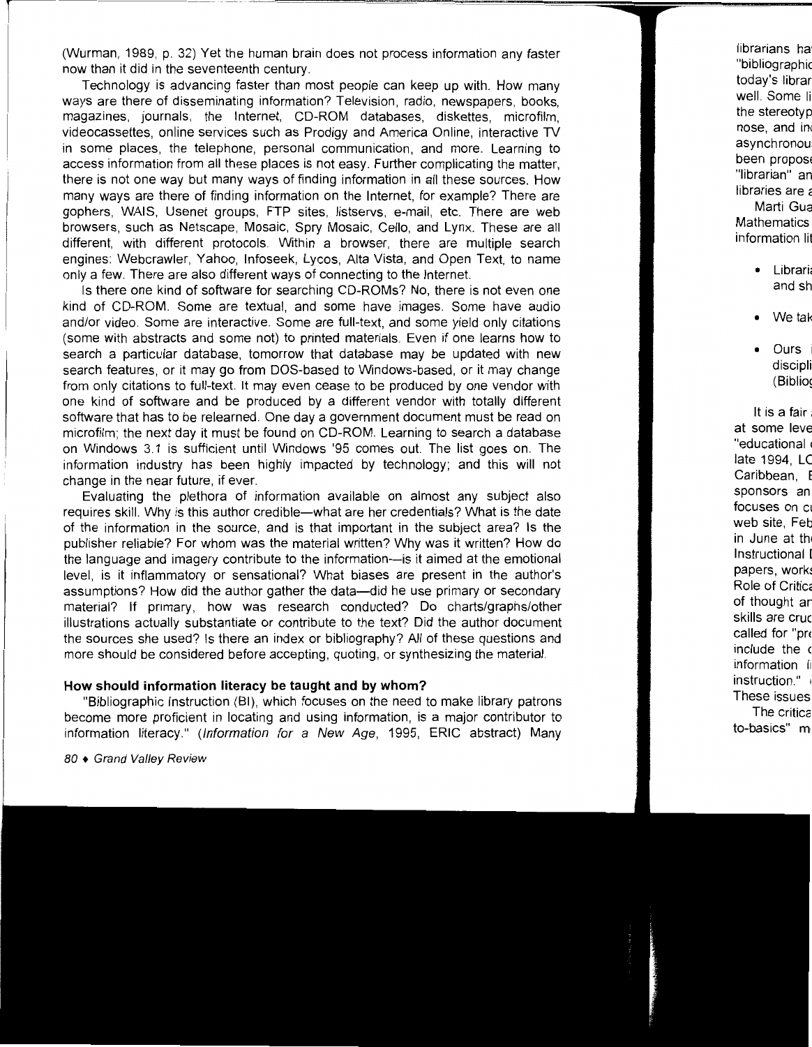(Wurman, 1989, p. 32) Yet the human brain does not process information any faster now than it did in the seventeenth century.

Technology is advancing faster than most people can keep up with. How many ways are there of disseminating information? Television, radio, newspapers, books, magazines, journals, the Internet, CD-ROM databases, diskettes, microfilm, videocassettes, online services such as Prodigy and America Online, interactive TV in some places, the telephone, personal communication, and more. Learning to access information from all these places is not easy. Further complicating the matter, there is not one way but many ways of finding information in all these sources. How many ways are there of finding information on the Internet, for example? There are gophers, WAIS, Usenet groups, FTP sites, listservs, e-mail, etc. There are web browsers, such as Netscape, Mosaic, Spry Mosaic, Cello, and Lynx. These are all different, with different protocols. Within a browser, there are multiple search engines: Webcrawler, Yahoo, Infoseek, Lycos, Alta Vista, and Open Text, to name only a few. There are also different ways of connecting to the Internet.

Is there one kind of software for searching CD-ROMs? No, there is not even one kind of CD-ROM. Some are textual, and some have images. Some have audio and/or video. Some are interactive. Some are full-text, and some yield only citations (some with abstracts and some not) to printed materials. Even if one learns how to search a particular database, tomorrow that database may be updated with new search features, or it may go from DOS-based to Windows-based, or it may change from only citations to full-text. It may even cease to be produced by one vendor with one kind of software and be produced by a different vendor with totally different software that has to be relearned. One day a government document must be read on microfilm; the next day it must be found on CD-ROM. Learning to search a database on Windows 3.1 is sufficient until Windows '95 comes out. The list goes on. The information industry has been highly impacted by technology; and this will not change in the near future, if ever.

Evaluating the plethora of information available on almost any subject also requires skill. Why is this author credible—what are her credentials? What is the date of the information in the source, and is that important in the subject area? Is the publisher reliable? For whom was the material written? Why was it written? How do the language and imagery contribute to the information—is it aimed at the emotional level, is it inflammatory or sensational? What biases are present in the author's assumptions? How did the author gather the data—did he use primary or secondary material? If primary, how was research conducted? Do charts/graphs/other illustrations actually substantiate or contribute to the text? Did the author document the sources she used? Is there an index or bibliography? All of these questions and more should be considered before accepting, quoting, or synthesizing the material.

### How should information literacy be taught and by whom?

"Bibliographic Instruction (BI), which focuses on the need to make library patrons become more proficient in locating and using information, is a major contributor to information literacy." (*Information for a New Age*, 1995, ERIC abstract) Many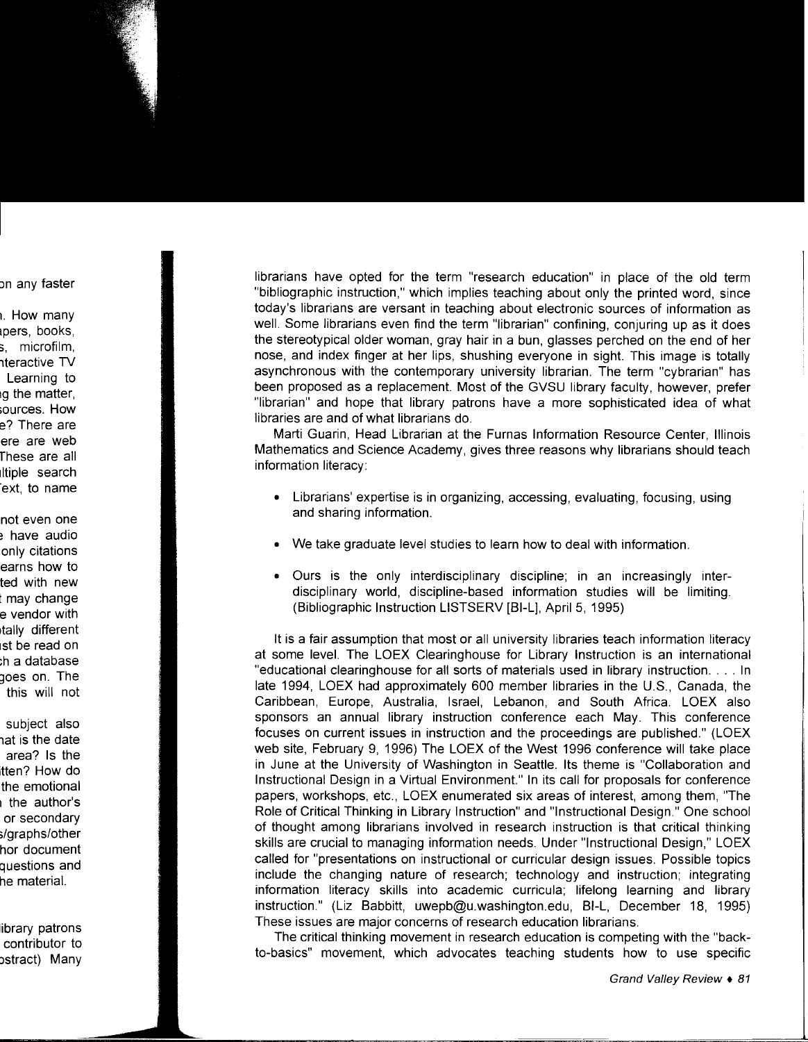librarians have opted for the term "research education" in place of the old term "bibliographic instruction," which implies teaching about only the printed word, since today's librarians are versant in teaching about electronic sources of information as well. Some librarians even find the term "librarian" confining, conjuring up as it does the stereotypical older woman, gray hair in a bun, glasses perched on the end of her nose, and index finger at her lips, shushing everyone in sight. This image is totally asynchronous with the contemporary university librarian. The term "cybrarian" has been proposed as a replacement. Most of the GVSU library faculty, however, prefer "librarian" and hope that library patrons have a more sophisticated idea of what libraries are and of what librarians do.

Marti Guarin, Head Librarian at the Furnas Information Resource Center, Illinois Mathematics and Science Academy, gives three reasons why librarians should teach information literacy:

- Librarians' expertise is in organizing, accessing, evaluating, focusing, using and sharing information.
- We take graduate level studies to learn how to deal with information.
- Ours is the only interdisciplinary discipline; in an increasingly interdisciplinary world, discipline-based information studies will be limiting. (Bibliographic Instruction LISTSERV [BI-L], April 5, 1995)

It is a fair assumption that most or all university libraries teach information literacy at some level. The LOEX Clearinghouse for Library Instruction is an international "educational clearinghouse for all sorts of materials used in library instruction. . . . In late 1994, LOEX had approximately 600 member libraries in the U.S., Canada, the Caribbean, Europe, Australia, Israel, Lebanon, and South Africa. LOEX also sponsors an annual library instruction conference each May. This conference focuses on current issues in instruction and the proceedings are published." (LOEX web site, February 9, 1996) The LOEX of the West 1996 conference will take place in June at the University of Washington in Seattle. Its theme is "Collaboration and Instructional Design in a Virtual Environment." In its call for proposals for conference papers, workshops, etc., LOEX enumerated six areas of interest, among them, "The Role of Critical Thinking in Library Instruction" and "Instructional Design." One school of thought among librarians involved in research instruction is that critical thinking skills are crucial to managing information needs. Under "Instructional Design," LOEX called for "presentations on instructional or curricular design issues. Possible topics include the changing nature of research; technology and instruction; integrating information literacy skills into academic curricula; lifelong learning and library instruction." (Liz Babbitt, uwepb@u.washington.edu, BI-L, December 18, 1995) These issues are major concerns of research education librarians.

The critical thinking movement in research education is competing with the "back-to-basics" movement, which advocates teaching students how to use specific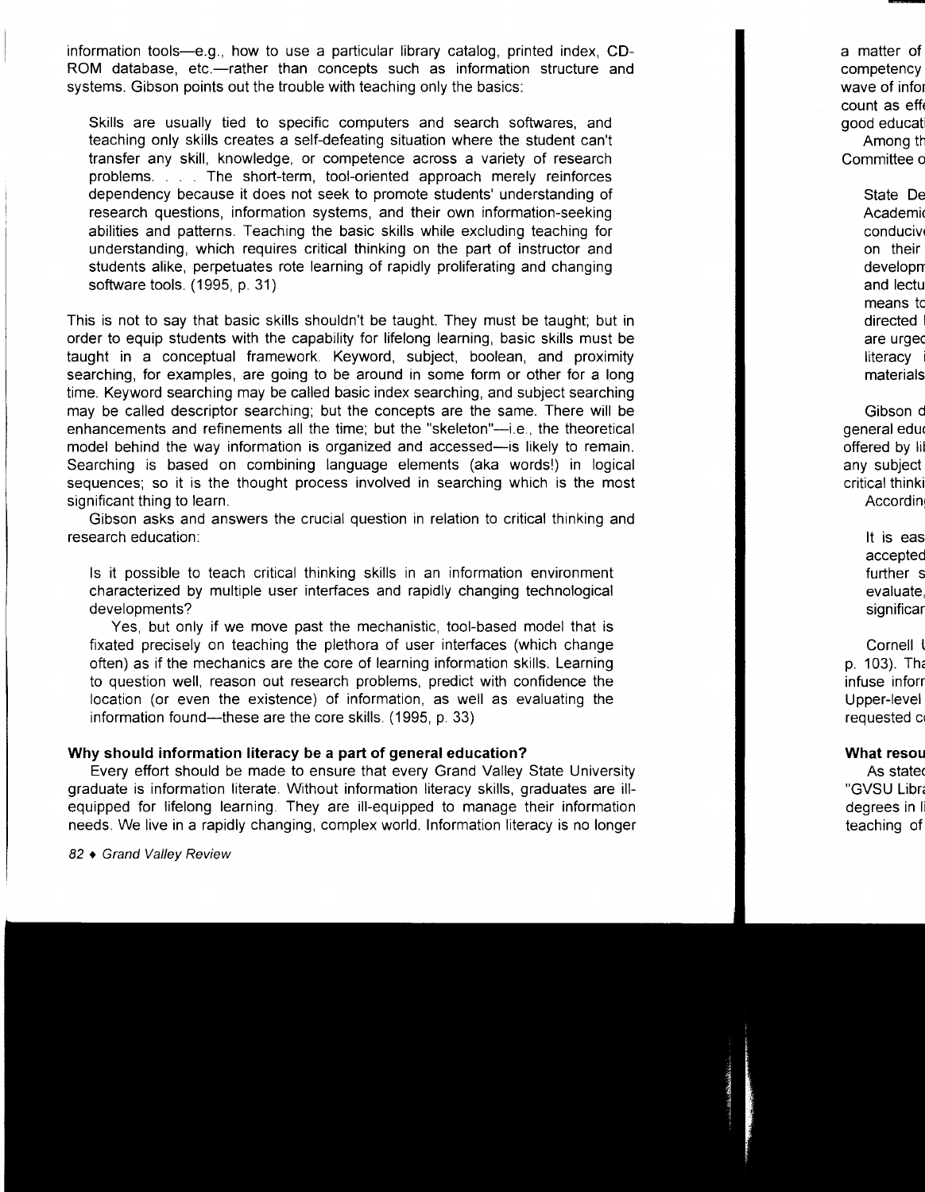information tools—e.g., how to use a particular library catalog, printed index, CD-ROM database, etc.—rather than concepts such as information structure and systems. Gibson points out the trouble with teaching only the basics:

> Skills are usually tied to specific computers and search softwares, and teaching only skills creates a self-defeating situation where the student can't transfer any skill, knowledge, or competence across a variety of research problems. . . . The short-term, tool-oriented approach merely reinforces dependency because it does not seek to promote students' understanding of research questions, information systems, and their own information-seeking abilities and patterns. Teaching the basic skills while excluding teaching for understanding, which requires critical thinking on the part of instructor and students alike, perpetuates rote learning of rapidly proliferating and changing software tools. (1995, p. 31)

This is not to say that basic skills shouldn't be taught. They must be taught; but in order to equip students with the capability for lifelong learning, basic skills must be taught in a conceptual framework. Keyword, subject, boolean, and proximity searching, for examples, are going to be around in some form or other for a long time. Keyword searching may be called basic index searching, and subject searching may be called descriptor searching; but the concepts are the same. There will be enhancements and refinements all the time; but the "skeleton"—i.e., the theoretical model behind the way information is organized and accessed—is likely to remain. Searching is based on combining language elements (aka words!) in logical sequences; so it is the thought process involved in searching which is the most significant thing to learn.

Gibson asks and answers the crucial question in relation to critical thinking and research education:

> Is it possible to teach critical thinking skills in an information environment characterized by multiple user interfaces and rapidly changing technological developments?
>
> Yes, but only if we move past the mechanistic, tool-based model that is fixated precisely on teaching the plethora of user interfaces (which change often) as if the mechanics are the core of learning information skills. Learning to question well, reason out research problems, predict with confidence the location (or even the existence) of information, as well as evaluating the information found—these are the core skills. (1995, p. 33)

### Why should information literacy be a part of general education?

Every effort should be made to ensure that every Grand Valley State University graduate is information literate. Without information literacy skills, graduates are ill-equipped for lifelong learning. They are ill-equipped to manage their information needs. We live in a rapidly changing, complex world. Information literacy is no longer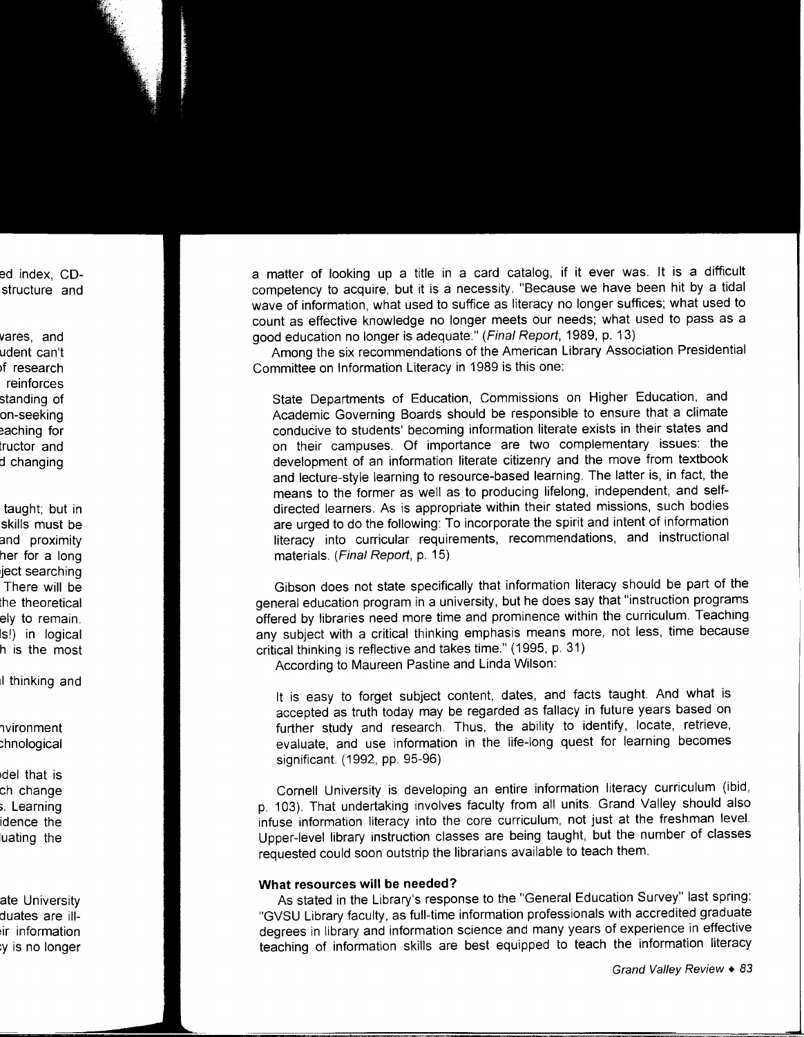a matter of looking up a title in a card catalog, if it ever was. It is a difficult competency to acquire, but it is a necessity. "Because we have been hit by a tidal wave of information, what used to suffice as literacy no longer suffices; what used to count as effective knowledge no longer meets our needs; what used to pass as a good education no longer is adequate." (*Final Report*, 1989, p. 13)

Among the six recommendations of the American Library Association Presidential Committee on Information Literacy in 1989 is this one:

> State Departments of Education, Commissions on Higher Education, and Academic Governing Boards should be responsible to ensure that a climate conducive to students' becoming information literate exists in their states and on their campuses. Of importance are two complementary issues: the development of an information literate citizenry and the move from textbook and lecture-style learning to resource-based learning. The latter is, in fact, the means to the former as well as to producing lifelong, independent, and self-directed learners. As is appropriate within their stated missions, such bodies are urged to do the following: To incorporate the spirit and intent of information literacy into curricular requirements, recommendations, and instructional materials. (*Final Report*, p. 15)

Gibson does not state specifically that information literacy should be part of the general education program in a university, but he does say that "instruction programs offered by libraries need more time and prominence within the curriculum. Teaching any subject with a critical thinking emphasis means more, not less, time because critical thinking is reflective and takes time." (1995, p. 31)

According to Maureen Pastine and Linda Wilson:

> It is easy to forget subject content, dates, and facts taught. And what is accepted as truth today may be regarded as fallacy in future years based on further study and research. Thus, the ability to identify, locate, retrieve, evaluate, and use information in the life-long quest for learning becomes significant. (1992, pp. 95-96)

Cornell University is developing an entire information literacy curriculum (ibid, p. 103). That undertaking involves faculty from all units. Grand Valley should also infuse information literacy into the core curriculum, not just at the freshman level. Upper-level library instruction classes are being taught, but the number of classes requested could soon outstrip the librarians available to teach them.

### What resources will be needed?

As stated in the Library's response to the "General Education Survey" last spring: "GVSU Library faculty, as full-time information professionals with accredited graduate degrees in library and information science and many years of experience in effective teaching of information skills are best equipped to teach the information literacy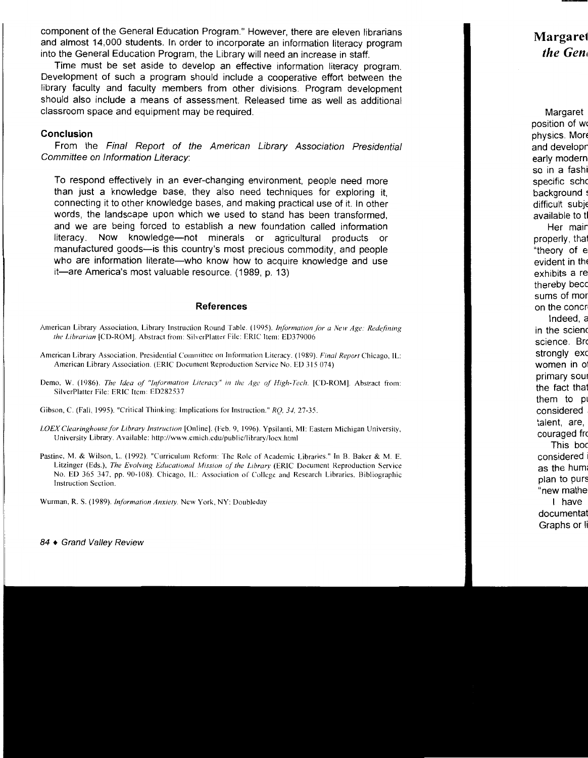component of the General Education Program." However, there are eleven librarians and almost 14,000 students. In order to incorporate an information literacy program into the General Education Program, the Library will need an increase in staff.

Time must be set aside to develop an effective information literacy program. Development of such a program should include a cooperative effort between the library faculty and faculty members from other divisions. Program development should also include a means of assessment. Released time as well as additional classroom space and equipment may be required.

### Conclusion

From the *Final Report of the American Library Association Presidential Committee on Information Literacy*:

> To respond effectively in an ever-changing environment, people need more than just a knowledge base, they also need techniques for exploring it, connecting it to other knowledge bases, and making practical use of it. In other words, the landscape upon which we used to stand has been transformed, and we are being forced to establish a new foundation called information literacy. Now knowledge—not minerals or agricultural products or manufactured goods—is this country's most precious commodity, and people who are information literate—who know how to acquire knowledge and use it—are America's most valuable resource. (1989, p. 13)

### References

American Library Association, Library Instruction Round Table. (1995). *Information for a New Age: Redefining the Librarian* [CD-ROM]. Abstract from: SilverPlatter File: ERIC Item: ED379006

American Library Association, Presidential Committee on Information Literacy. (1989). *Final Report* Chicago, IL: American Library Association. (ERIC Document Reproduction Service No. ED 315 074)

Demo, W. (1986). *The Idea of "Information Literacy" in the Age of High-Tech.* [CD-ROM]. Abstract from: SilverPlatter File: ERIC Item: ED282537

Gibson, C. (Fall, 1995). "Critical Thinking: Implications for Instruction." *RQ, 34,* 27-35.

*LOEX Clearinghouse for Library Instruction* [Online]. (Feb. 9, 1996). Ypsilanti, MI: Eastern Michigan University, University Library. Available: http://www.emich.edu/public/library/loex.html

Pastine, M. & Wilson, L. (1992). "Curriculum Reform: The Role of Academic Libraries." In B. Baker & M. E. Litzinger (Eds.), *The Evolving Educational Mission of the Library* (ERIC Document Reproduction Service No. ED 365 347, pp. 90-108). Chicago, IL: Association of College and Research Libraries, Bibliographic Instruction Section.

Wurman, R. S. (1989). *Information Anxiety.* New York, NY: Doubleday